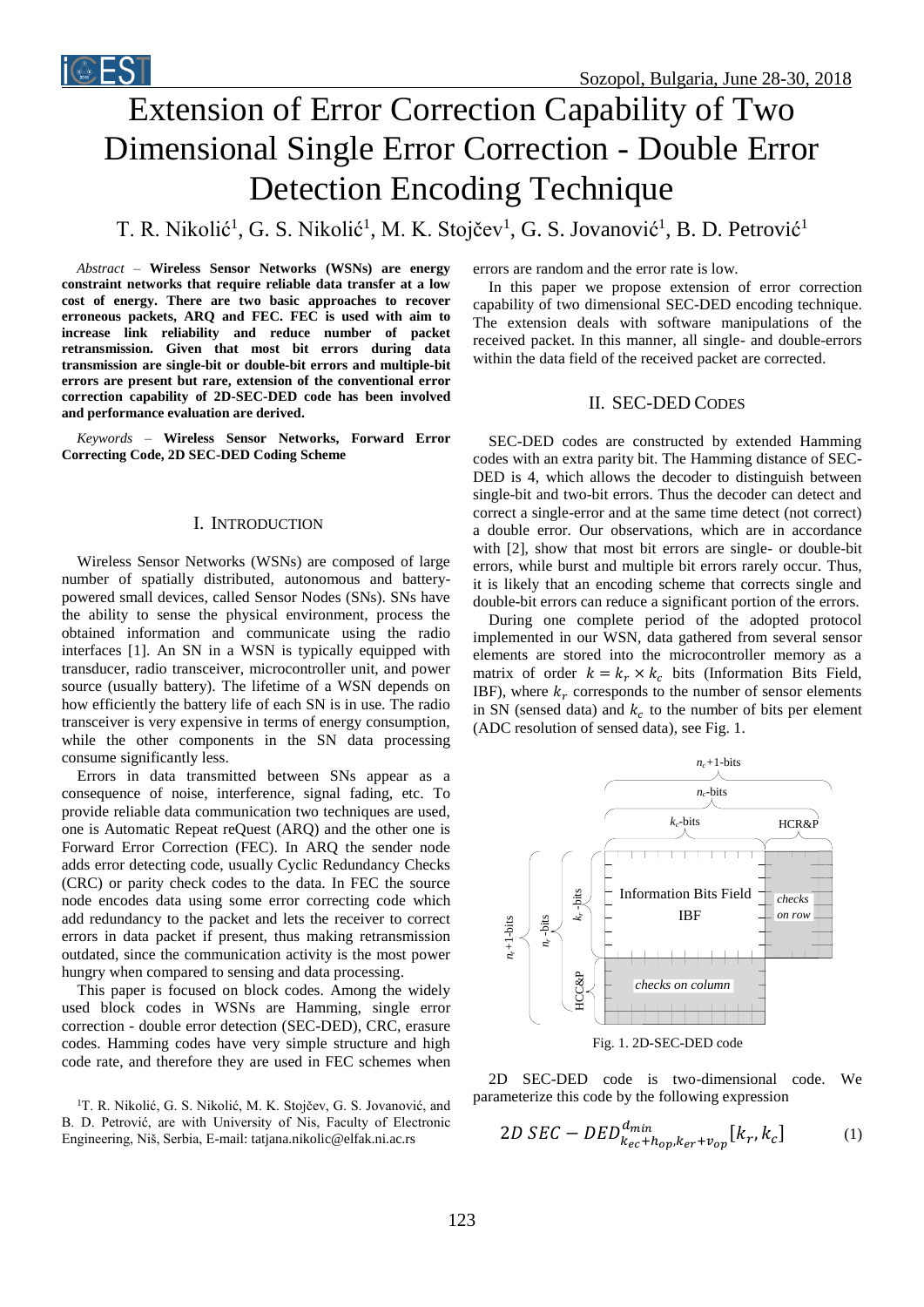# Extension of Error Correction Capability of Two Dimensional Single Error Correction - Double Error Detection Encoding Technique

T. R. Nikolić[1], G. S. Nikolić[1], M. K. Stojčev[1], G. S. Jovanović[1], B. D. Petrović[1]

*Abstract* – **Wireless Sensor Networks (WSNs) are energy constraint networks that require reliable data transfer at a low cost of energy. There are two basic approaches to recover erroneous packets, ARQ and FEC. FEC is used with aim to increase link reliability and reduce number of packet retransmission. Given that most bit errors during data transmission are single-bit or double-bit errors and multiple-bit errors are present but rare, extension of the conventional error correction capability of 2D-SEC-DED code has been involved and performance evaluation are derived.**

*Keywords* – **Wireless Sensor Networks, Forward Error Correcting Code, 2D SEC-DED Coding Scheme**

## I. Introduction

Wireless Sensor Networks (WSNs) are composed of large number of spatially distributed, autonomous and battery-powered small devices, called Sensor Nodes (SNs). SNs have the ability to sense the physical environment, process the obtained information and communicate using the radio interfaces [1]. An SN in a WSN is typically equipped with transducer, radio transceiver, microcontroller unit, and power source (usually battery). The lifetime of a WSN depends on how efficiently the battery life of each SN is in use. The radio transceiver is very expensive in terms of energy consumption, while the other components in the SN data processing consume significantly less.

Errors in data transmitted between SNs appear as a consequence of noise, interference, signal fading, etc. To provide reliable data communication two techniques are used, one is Automatic Repeat reQuest (ARQ) and the other one is Forward Error Correction (FEC). In ARQ the sender node adds error detecting code, usually Cyclic Redundancy Checks (CRC) or parity check codes to the data. In FEC the source node encodes data using some error correcting code which add redundancy to the packet and lets the receiver to correct errors in data packet if present, thus making retransmission outdated, since the communication activity is the most power hungry when compared to sensing and data processing.

This paper is focused on block codes. Among the widely used block codes in WSNs are Hamming, single error correction - double error detection (SEC-DED), CRC, erasure codes. Hamming codes have very simple structure and high code rate, and therefore they are used in FEC schemes when errors are random and the error rate is low.

In this paper we propose extension of error correction capability of two dimensional SEC-DED encoding technique. The extension deals with software manipulations of the received packet. In this manner, all single- and double-errors within the data field of the received packet are corrected.

[1]T. R. Nikolić, G. S. Nikolić, M. K. Stojčev, G. S. Jovanović, and B. D. Petrović, are with University of Nis, Faculty of Electronic Engineering, Niš, Serbia, E-mail: tatjana.nikolic@elfak.ni.ac.rs

## II. SEC-DED Codes

SEC-DED codes are constructed by extended Hamming codes with an extra parity bit. The Hamming distance of SEC-DED is 4, which allows the decoder to distinguish between single-bit and two-bit errors. Thus the decoder can detect and correct a single-error and at the same time detect (not correct) a double error. Our observations, which are in accordance with [2], show that most bit errors are single- or double-bit errors, while burst and multiple bit errors rarely occur. Thus, it is likely that an encoding scheme that corrects single and double-bit errors can reduce a significant portion of the errors.

During one complete period of the adopted protocol implemented in our WSN, data gathered from several sensor elements are stored into the microcontroller memory as a matrix of order $k = k_r \times k_c$ bits (Information Bits Field, IBF), where $k_r$ corresponds to the number of sensor elements in SN (sensed data) and $k_c$ to the number of bits per element (ADC resolution of sensed data), see Fig. 1.

Fig. 1. 2D-SEC-DED code

2D SEC-DED code is two-dimensional code. We parameterize this code by the following expression

$$2D\ SEC-DED^{d_{min}}_{k_{ec}+h_{op},k_{er}+v_{op}}[k_r, k_c] \tag{1}$$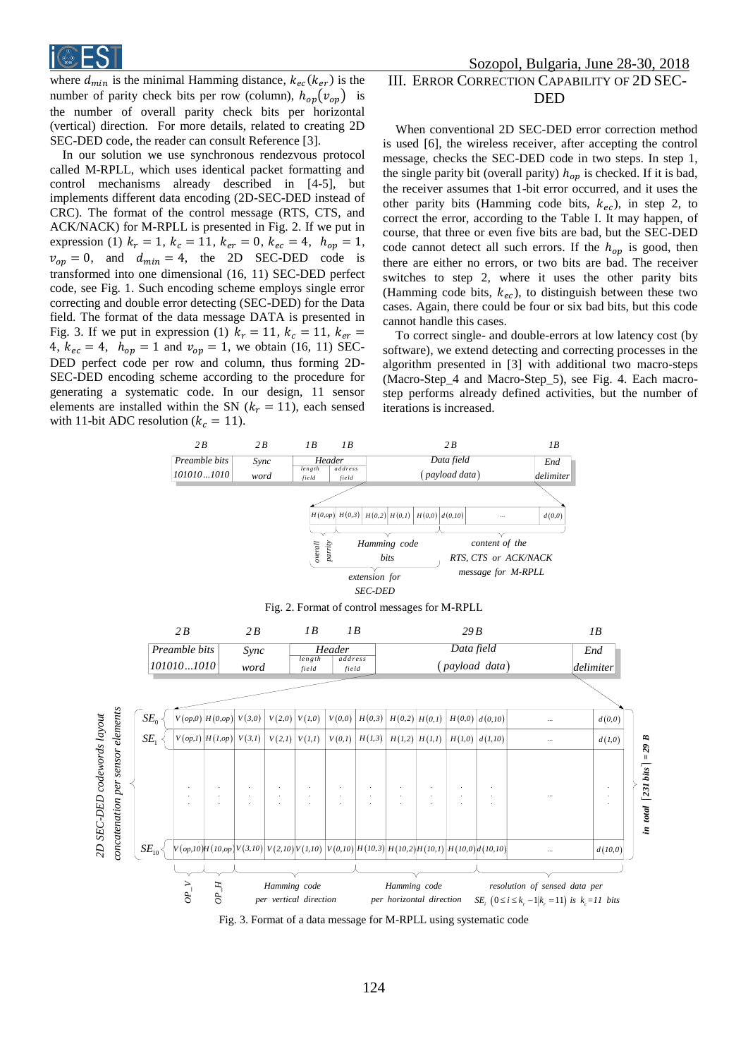where $d_{min}$ is the minimal Hamming distance, $k_{ec}(k_{er})$ is the number of parity check bits per row (column), $h_{op}(v_{op})$ is the number of overall parity check bits per horizontal (vertical) direction. For more details, related to creating 2D SEC-DED code, the reader can consult Reference [3].

In our solution we use synchronous rendezvous protocol called M-RPLL, which uses identical packet formatting and control mechanisms already described in [4-5], but implements different data encoding (2D-SEC-DED instead of CRC). The format of the control message (RTS, CTS, and ACK/NACK) for M-RPLL is presented in Fig. 2. If we put in expression (1) $k_r = 1$, $k_c = 11$, $k_{er} = 0$, $k_{ec} = 4$, $h_{op} = 1$, $v_{op} = 0$, and $d_{min} = 4$, the 2D SEC-DED code is transformed into one dimensional (16, 11) SEC-DED perfect code, see Fig. 1. Such encoding scheme employs single error correcting and double error detecting (SEC-DED) for the Data field. The format of the data message DATA is presented in Fig. 3. If we put in expression (1) $k_r = 11$, $k_c = 11$, $k_{er} = 4$, $k_{ec} = 4$, $h_{op} = 1$ and $v_{op} = 1$, we obtain (16, 11) SEC-DED perfect code per row and column, thus forming 2D-SEC-DED encoding scheme according to the procedure for generating a systematic code. In our design, 11 sensor elements are installed within the SN ($k_r = 11$), each sensed with 11-bit ADC resolution ($k_c = 11$).

## III. Error Correction Capability of 2D SEC-DED

When conventional 2D SEC-DED error correction method is used [6], the wireless receiver, after accepting the control message, checks the SEC-DED code in two steps. In step 1, the single parity bit (overall parity) $h_{op}$ is checked. If it is bad, the receiver assumes that 1-bit error occurred, and it uses the other parity bits (Hamming code bits, $k_{ec}$), in step 2, to correct the error, according to the Table I. It may happen, of course, that three or even five bits are bad, but the SEC-DED code cannot detect all such errors. If the $h_{op}$ is good, then there are either no errors, or two bits are bad. The receiver switches to step 2, where it uses the other parity bits (Hamming code bits, $k_{ec}$), to distinguish between these two cases. Again, there could be four or six bad bits, but this code cannot handle this cases.

To correct single- and double-errors at low latency cost (by software), we extend detecting and correcting processes in the algorithm presented in [3] with additional two macro-steps (Macro-Step_4 and Macro-Step_5), see Fig. 4. Each macro-step performs already defined activities, but the number of iterations is increased.

| 2B | 2B | 1B | 1B | 2B | 1B |
|---|---|---|---|---|---|
| Preamble bits 101010...1010 | Sync word | Header: length field | Header: address field | Data field (payload data) | End delimiter |

Data field: $H(0,op)$ | $H(0,3)$ | $H(0,2)$ | $H(0,1)$ | $H(0,0)$ | $d(0,10)$ | ... | $d(0,0)$

(overall parity; Hamming code bits — extension for SEC-DED; content of the RTS, CTS or ACK/NACK message for M-RPLL)

Fig. 2. Format of control messages for M-RPLL

| 2B | 2B | 1B | 1B | 29B | 1B |
|---|---|---|---|---|---|
| Preamble bits 101010...1010 | Sync word | Header: length field | Header: address field | Data field (payload data) | End delimiter |

2D SEC-DED codewords layout concatenation per sensor elements (in total ⌈231 bits⌉ = 29 B):

| | OP_V | OP_H | Hamming code per vertical direction | | | | Hamming code per horizontal direction | | | | resolution of sensed data per $SE_i$ $(0 \le i \le k_r - 1 \mid k_r = 11)$ is $k_c = 11$ bits | | |
|---|---|---|---|---|---|---|---|---|---|---|---|---|---|
| $SE_0$ | $V(op,0)$ | $H(0,op)$ | $V(3,0)$ | $V(2,0)$ | $V(1,0)$ | $V(0,0)$ | $H(0,3)$ | $H(0,2)$ | $H(0,1)$ | $H(0,0)$ | $d(0,10)$ | ... | $d(0,0)$ |
| $SE_1$ | $V(op,1)$ | $H(1,op)$ | $V(3,1)$ | $V(2,1)$ | $V(1,1)$ | $V(0,1)$ | $H(1,3)$ | $H(1,2)$ | $H(1,1)$ | $H(1,0)$ | $d(1,10)$ | ... | $d(1,0)$ |
| ⋮ | ⋮ | ⋮ | ⋮ | ⋮ | ⋮ | ⋮ | ⋮ | ⋮ | ⋮ | ⋮ | ⋮ | ... | ⋮ |
| $SE_{10}$ | $V(op,10)$ | $H(10,op)$ | $V(3,10)$ | $V(2,10)$ | $V(1,10)$ | $V(0,10)$ | $H(10,3)$ | $H(10,2)$ | $H(10,1)$ | $H(10,0)$ | $d(10,10)$ | ... | $d(10,0)$ |

Fig. 3. Format of a data message for M-RPLL using systematic code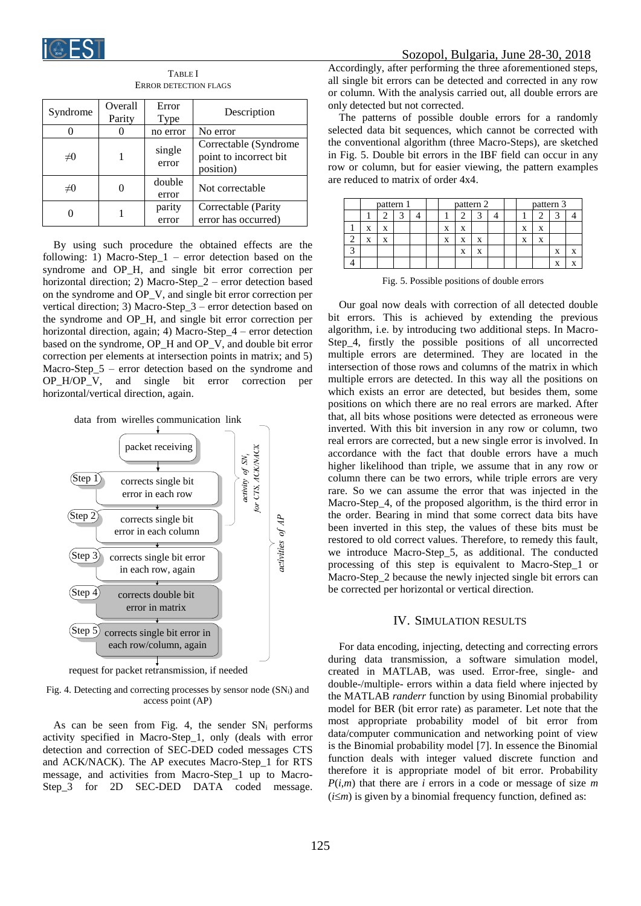TABLE I
ERROR DETECTION FLAGS

| Syndrome | Overall Parity | Error Type | Description |
|---|---|---|---|
| 0 | 0 | no error | No error |
| ≠0 | 1 | single error | Correctable (Syndrome point to incorrect bit position) |
| ≠0 | 0 | double error | Not correctable |
| 0 | 1 | parity error | Correctable (Parity error has occurred) |

By using such procedure the obtained effects are the following: 1) Macro-Step_1 – error detection based on the syndrome and OP_H, and single bit error correction per horizontal direction; 2) Macro-Step_2 – error detection based on the syndrome and OP_V, and single bit error correction per vertical direction; 3) Macro-Step_3 – error detection based on the syndrome and OP_H, and single bit error correction per horizontal direction, again; 4) Macro-Step_4 – error detection based on the syndrome, OP_H and OP_V, and double bit error correction per elements at intersection points in matrix; and 5) Macro-Step_5 – error detection based on the syndrome and OP_H/OP_V, and single bit error correction per horizontal/vertical direction, again.

data from wireles communication link → packet receiving → Step 1: corrects single bit error in each row → Step 2: corrects single bit error in each column → Step 3: corrects single bit error in each row, again → Step 4: corrects double bit error in matrix → Step 5: corrects single bit error in each row/column, again → request for packet retransmission, if needed

(Step 1: activity of $SN_i$ for CTS, ACK/NACK; Steps 1–5: activities of AP)

Fig. 4. Detecting and correcting processes by sensor node ($SN_i$) and access point (AP)

As can be seen from Fig. 4, the sender $SN_i$ performs activity specified in Macro-Step_1, only (deals with error detection and correction of SEC-DED coded messages CTS and ACK/NACK). The AP executes Macro-Step_1 for RTS message, and activities from Macro-Step_1 up to Macro-Step_3 for 2D SEC-DED DATA coded message. Accordingly, after performing the three aforementioned steps, all single bit errors can be detected and corrected in any row or column. With the analysis carried out, all double errors are only detected but not corrected.

The patterns of possible double errors for a randomly selected data bit sequences, which cannot be corrected with the conventional algorithm (three Macro-Steps), are sketched in Fig. 5. Double bit errors in the IBF field can occur in any row or column, but for easier viewing, the pattern examples are reduced to matrix of order 4x4.

| | pattern 1 | | | | | pattern 2 | | | | | pattern 3 | | | |
|---|---|---|---|---|---|---|---|---|---|---|---|---|---|---|
| | 1 | 2 | 3 | 4 | | 1 | 2 | 3 | 4 | | 1 | 2 | 3 | 4 |
| 1 | x | x | | | | x | x | | | | x | x | | |
| 2 | x | x | | | | x | x | x | | | x | x | | |
| 3 | | | | | | | x | x | | | | | x | x |
| 4 | | | | | | | | | | | | | x | x |

Fig. 5. Possible positions of double errors

Our goal now deals with correction of all detected double bit errors. This is achieved by extending the previous algorithm, i.e. by introducing two additional steps. In Macro-Step_4, firstly the possible positions of all uncorrected multiple errors are determined. They are located in the intersection of those rows and columns of the matrix in which multiple errors are detected. In this way all the positions on which exists an error are detected, but besides them, some positions on which there are no real errors are marked. After that, all bits whose positions were detected as erroneous were inverted. With this bit inversion in any row or column, two real errors are corrected, but a new single error is involved. In accordance with the fact that double errors have a much higher likelihood than triple, we assume that in any row or column there can be two errors, while triple errors are very rare. So we can assume the error that was injected in the Macro-Step_4, of the proposed algorithm, is the third error in the order. Bearing in mind that some correct data bits have been inverted in this step, the values of these bits must be restored to old correct values. Therefore, to remedy this fault, we introduce Macro-Step_5, as additional. The conducted processing of this step is equivalent to Macro-Step_1 or Macro-Step_2 because the newly injected single bit errors can be corrected per horizontal or vertical direction.

## IV. SIMULATION RESULTS

For data encoding, injecting, detecting and correcting errors during data transmission, a software simulation model, created in MATLAB, was used. Error-free, single- and double-/multiple- errors within a data field where injected by the MATLAB *randerr* function by using Binomial probability model for BER (bit error rate) as parameter. Let note that the most appropriate probability model of bit error from data/computer communication and networking point of view is the Binomial probability model [7]. In essence the Binomial function deals with integer valued discrete function and therefore it is appropriate model of bit error. Probability $P(i,m)$ that there are $i$ errors in a code or message of size $m$ ($i \leq m$) is given by a binomial frequency function, defined as: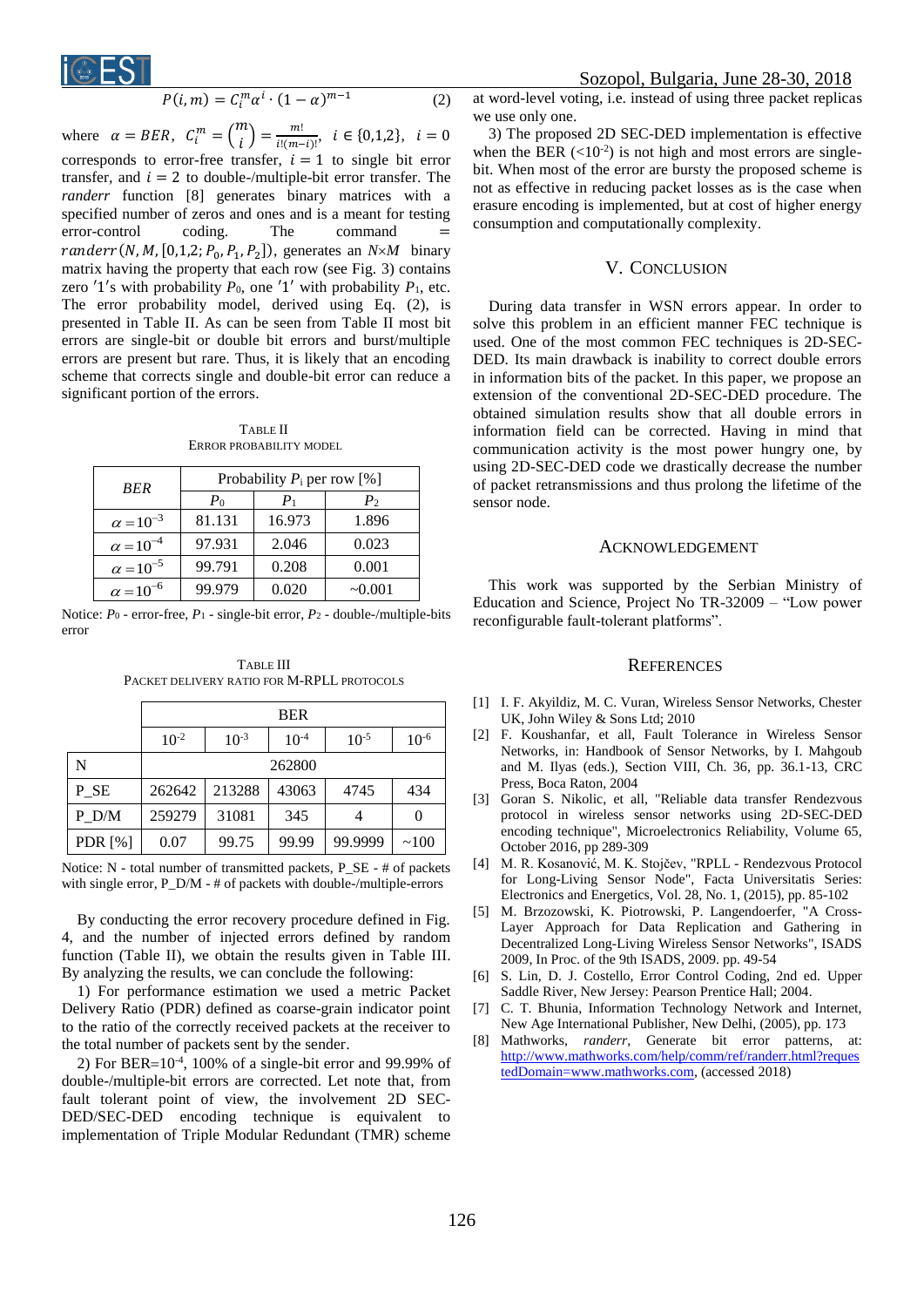$$P(i,m) = C_i^m \alpha^i \cdot (1-\alpha)^{m-1} \qquad (2)$$

where $\alpha = BER$, $C_i^m = \binom{m}{i} = \frac{m!}{i!(m-i)!}$, $i \in \{0,1,2\}$, $i = 0$ corresponds to error-free transfer, $i = 1$ to single bit error transfer, and $i = 2$ to double-/multiple-bit error transfer. The *randerr* function [8] generates binary matrices with a specified number of zeros and ones and is a meant for testing error-control coding. The command = $randerr(N, M, [0,1,2; P_0, P_1, P_2])$, generates an $N{\times}M$ binary matrix having the property that each row (see Fig. 3) contains zero '1's with probability $P_0$, one '1' with probability $P_1$, etc. The error probability model, derived using Eq. (2), is presented in Table II. As can be seen from Table II most bit errors are single-bit or double bit errors and burst/multiple errors are present but rare. Thus, it is likely that an encoding scheme that corrects single and double-bit error can reduce a significant portion of the errors.

TABLE II
ERROR PROBABILITY MODEL

| *BER* | Probability $P_i$ per row [%] | | |
|---|---|---|---|
| | $P_0$ | $P_1$ | $P_2$ |
| $\alpha = 10^{-3}$ | 81.131 | 16.973 | 1.896 |
| $\alpha = 10^{-4}$ | 97.931 | 2.046 | 0.023 |
| $\alpha = 10^{-5}$ | 99.791 | 0.208 | 0.001 |
| $\alpha = 10^{-6}$ | 99.979 | 0.020 | ~0.001 |

Notice: $P_0$ - error-free, $P_1$ - single-bit error, $P_2$ - double-/multiple-bits error

TABLE III
PACKET DELIVERY RATIO FOR M-RPLL PROTOCOLS

| | BER | | | | |
|---|---|---|---|---|---|
| | $10^{-2}$ | $10^{-3}$ | $10^{-4}$ | $10^{-5}$ | $10^{-6}$ |
| N | 262800 | | | | |
| P_SE | 262642 | 213288 | 43063 | 4745 | 434 |
| P_D/M | 259279 | 31081 | 345 | 4 | 0 |
| PDR [%] | 0.07 | 99.75 | 99.99 | 99.9999 | ~100 |

Notice: N - total number of transmitted packets, P_SE - # of packets with single error, P_D/M - # of packets with double-/multiple-errors

By conducting the error recovery procedure defined in Fig. 4, and the number of injected errors defined by random function (Table II), we obtain the results given in Table III. By analyzing the results, we can conclude the following:

1) For performance estimation we used a metric Packet Delivery Ratio (PDR) defined as coarse-grain indicator point to the ratio of the correctly received packets at the receiver to the total number of packets sent by the sender.

2) For BER=$10^{-4}$, 100% of a single-bit error and 99.99% of double-/multiple-bit errors are corrected. Let note that, from fault tolerant point of view, the involvement 2D SEC-DED/SEC-DED encoding technique is equivalent to implementation of Triple Modular Redundant (TMR) scheme at word-level voting, i.e. instead of using three packet replicas we use only one.

3) The proposed 2D SEC-DED implementation is effective when the BER (<$10^{-2}$) is not high and most errors are single-bit. When most of the error are bursty the proposed scheme is not as effective in reducing packet losses as is the case when erasure encoding is implemented, but at cost of higher energy consumption and computationally complexity.

## V. CONCLUSION

During data transfer in WSN errors appear. In order to solve this problem in an efficient manner FEC technique is used. One of the most common FEC techniques is 2D-SEC-DED. Its main drawback is inability to correct double errors in information bits of the packet. In this paper, we propose an extension of the conventional 2D-SEC-DED procedure. The obtained simulation results show that all double errors in information field can be corrected. Having in mind that communication activity is the most power hungry one, by using 2D-SEC-DED code we drastically decrease the number of packet retransmissions and thus prolong the lifetime of the sensor node.

## ACKNOWLEDGEMENT

This work was supported by the Serbian Ministry of Education and Science, Project No TR-32009 – "Low power reconfigurable fault-tolerant platforms".

## REFERENCES

[1] I. F. Akyildiz, M. C. Vuran, Wireless Sensor Networks, Chester UK, John Wiley & Sons Ltd; 2010

[2] F. Koushanfar, et all, Fault Tolerance in Wireless Sensor Networks, in: Handbook of Sensor Networks, by I. Mahgoub and M. Ilyas (eds.), Section VIII, Ch. 36, pp. 36.1-13, CRC Press, Boca Raton, 2004

[3] Goran S. Nikolic, et all, "Reliable data transfer Rendezvous protocol in wireless sensor networks using 2D-SEC-DED encoding technique", Microelectronics Reliability, Volume 65, October 2016, pp 289-309

[4] M. R. Kosanović, M. K. Stojčev, "RPLL - Rendezvous Protocol for Long-Living Sensor Node", Facta Universitatis Series: Electronics and Energetics, Vol. 28, No. 1, (2015), pp. 85-102

[5] M. Brzozowski, K. Piotrowski, P. Langendoerfer, "A Cross-Layer Approach for Data Replication and Gathering in Decentralized Long-Living Wireless Sensor Networks", ISADS 2009, In Proc. of the 9th ISADS, 2009. pp. 49-54

[6] S. Lin, D. J. Costello, Error Control Coding, 2nd ed. Upper Saddle River, New Jersey: Pearson Prentice Hall; 2004.

[7] C. T. Bhunia, Information Technology Network and Internet, New Age International Publisher, New Delhi, (2005), pp. 173

[8] Mathworks, *randerr*, Generate bit error patterns, at: http://www.mathworks.com/help/comm/ref/randerr.html?requestedDomain=www.mathworks.com, (accessed 2018)